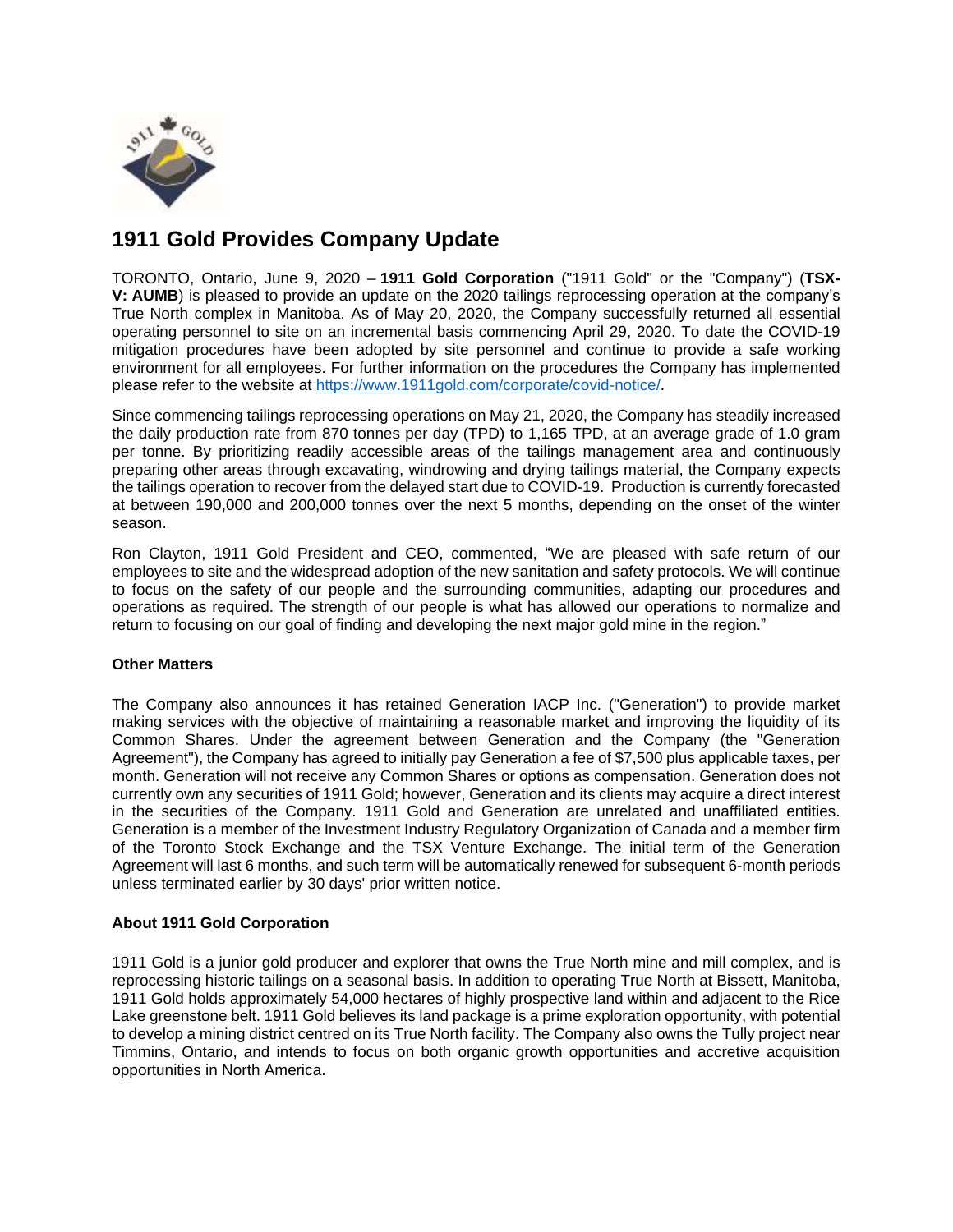# 1911 Gold Provides Company Update

TORONTO, Ontario, June 9, 2020 – **1911 Gold Corporation** ("1911 Gold" or the "Company") (**TSX-V: AUMB**) is pleased to provide an update on the 2020 tailings reprocessing operation at the company's True North complex in Manitoba. As of May 20, 2020, the Company successfully returned all essential operating personnel to site on an incremental basis commencing April 29, 2020. To date the COVID-19 mitigation procedures have been adopted by site personnel and continue to provide a safe working environment for all employees. For further information on the procedures the Company has implemented please refer to the website at https://www.1911gold.com/corporate/covid-notice/.

Since commencing tailings reprocessing operations on May 21, 2020, the Company has steadily increased the daily production rate from 870 tonnes per day (TPD) to 1,165 TPD, at an average grade of 1.0 gram per tonne. By prioritizing readily accessible areas of the tailings management area and continuously preparing other areas through excavating, windrowing and drying tailings material, the Company expects the tailings operation to recover from the delayed start due to COVID-19. Production is currently forecasted at between 190,000 and 200,000 tonnes over the next 5 months, depending on the onset of the winter season.

Ron Clayton, 1911 Gold President and CEO, commented, "We are pleased with safe return of our employees to site and the widespread adoption of the new sanitation and safety protocols. We will continue to focus on the safety of our people and the surrounding communities, adapting our procedures and operations as required. The strength of our people is what has allowed our operations to normalize and return to focusing on our goal of finding and developing the next major gold mine in the region."

**Other Matters**

The Company also announces it has retained Generation IACP Inc. ("Generation") to provide market making services with the objective of maintaining a reasonable market and improving the liquidity of its Common Shares. Under the agreement between Generation and the Company (the "Generation Agreement"), the Company has agreed to initially pay Generation a fee of $7,500 plus applicable taxes, per month. Generation will not receive any Common Shares or options as compensation. Generation does not currently own any securities of 1911 Gold; however, Generation and its clients may acquire a direct interest in the securities of the Company. 1911 Gold and Generation are unrelated and unaffiliated entities. Generation is a member of the Investment Industry Regulatory Organization of Canada and a member firm of the Toronto Stock Exchange and the TSX Venture Exchange. The initial term of the Generation Agreement will last 6 months, and such term will be automatically renewed for subsequent 6-month periods unless terminated earlier by 30 days' prior written notice.

**About 1911 Gold Corporation**

1911 Gold is a junior gold producer and explorer that owns the True North mine and mill complex, and is reprocessing historic tailings on a seasonal basis. In addition to operating True North at Bissett, Manitoba, 1911 Gold holds approximately 54,000 hectares of highly prospective land within and adjacent to the Rice Lake greenstone belt. 1911 Gold believes its land package is a prime exploration opportunity, with potential to develop a mining district centred on its True North facility. The Company also owns the Tully project near Timmins, Ontario, and intends to focus on both organic growth opportunities and accretive acquisition opportunities in North America.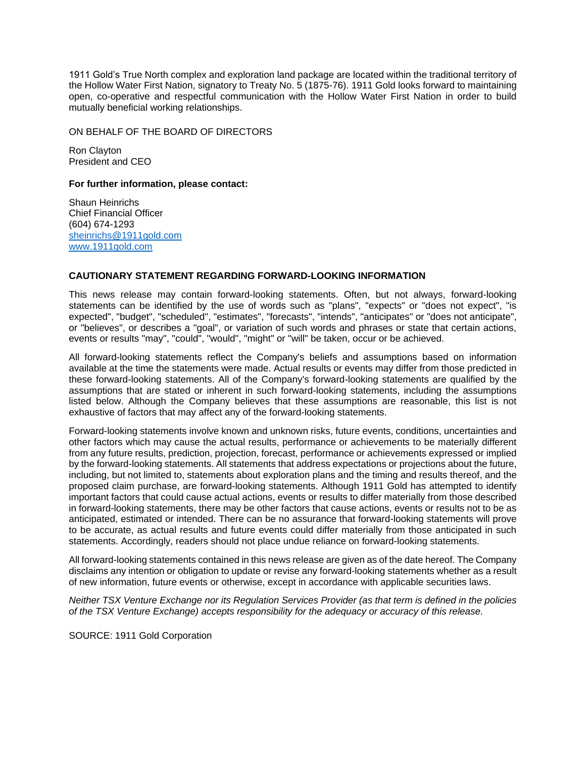1911 Gold's True North complex and exploration land package are located within the traditional territory of the Hollow Water First Nation, signatory to Treaty No. 5 (1875-76). 1911 Gold looks forward to maintaining open, co-operative and respectful communication with the Hollow Water First Nation in order to build mutually beneficial working relationships.

ON BEHALF OF THE BOARD OF DIRECTORS

Ron Clayton
President and CEO

**For further information, please contact:**

Shaun Heinrichs
Chief Financial Officer
(604) 674-1293
sheinrichs@1911gold.com
www.1911gold.com

**CAUTIONARY STATEMENT REGARDING FORWARD-LOOKING INFORMATION**

This news release may contain forward-looking statements. Often, but not always, forward-looking statements can be identified by the use of words such as "plans", "expects" or "does not expect", "is expected", "budget", "scheduled", "estimates", "forecasts", "intends", "anticipates" or "does not anticipate", or "believes", or describes a "goal", or variation of such words and phrases or state that certain actions, events or results "may", "could", "would", "might" or "will" be taken, occur or be achieved.

All forward-looking statements reflect the Company's beliefs and assumptions based on information available at the time the statements were made. Actual results or events may differ from those predicted in these forward-looking statements. All of the Company's forward-looking statements are qualified by the assumptions that are stated or inherent in such forward-looking statements, including the assumptions listed below. Although the Company believes that these assumptions are reasonable, this list is not exhaustive of factors that may affect any of the forward-looking statements.

Forward-looking statements involve known and unknown risks, future events, conditions, uncertainties and other factors which may cause the actual results, performance or achievements to be materially different from any future results, prediction, projection, forecast, performance or achievements expressed or implied by the forward-looking statements. All statements that address expectations or projections about the future, including, but not limited to, statements about exploration plans and the timing and results thereof, and the proposed claim purchase, are forward-looking statements. Although 1911 Gold has attempted to identify important factors that could cause actual actions, events or results to differ materially from those described in forward-looking statements, there may be other factors that cause actions, events or results not to be as anticipated, estimated or intended. There can be no assurance that forward-looking statements will prove to be accurate, as actual results and future events could differ materially from those anticipated in such statements. Accordingly, readers should not place undue reliance on forward-looking statements.

All forward-looking statements contained in this news release are given as of the date hereof. The Company disclaims any intention or obligation to update or revise any forward-looking statements whether as a result of new information, future events or otherwise, except in accordance with applicable securities laws.

*Neither TSX Venture Exchange nor its Regulation Services Provider (as that term is defined in the policies of the TSX Venture Exchange) accepts responsibility for the adequacy or accuracy of this release.*

SOURCE: 1911 Gold Corporation